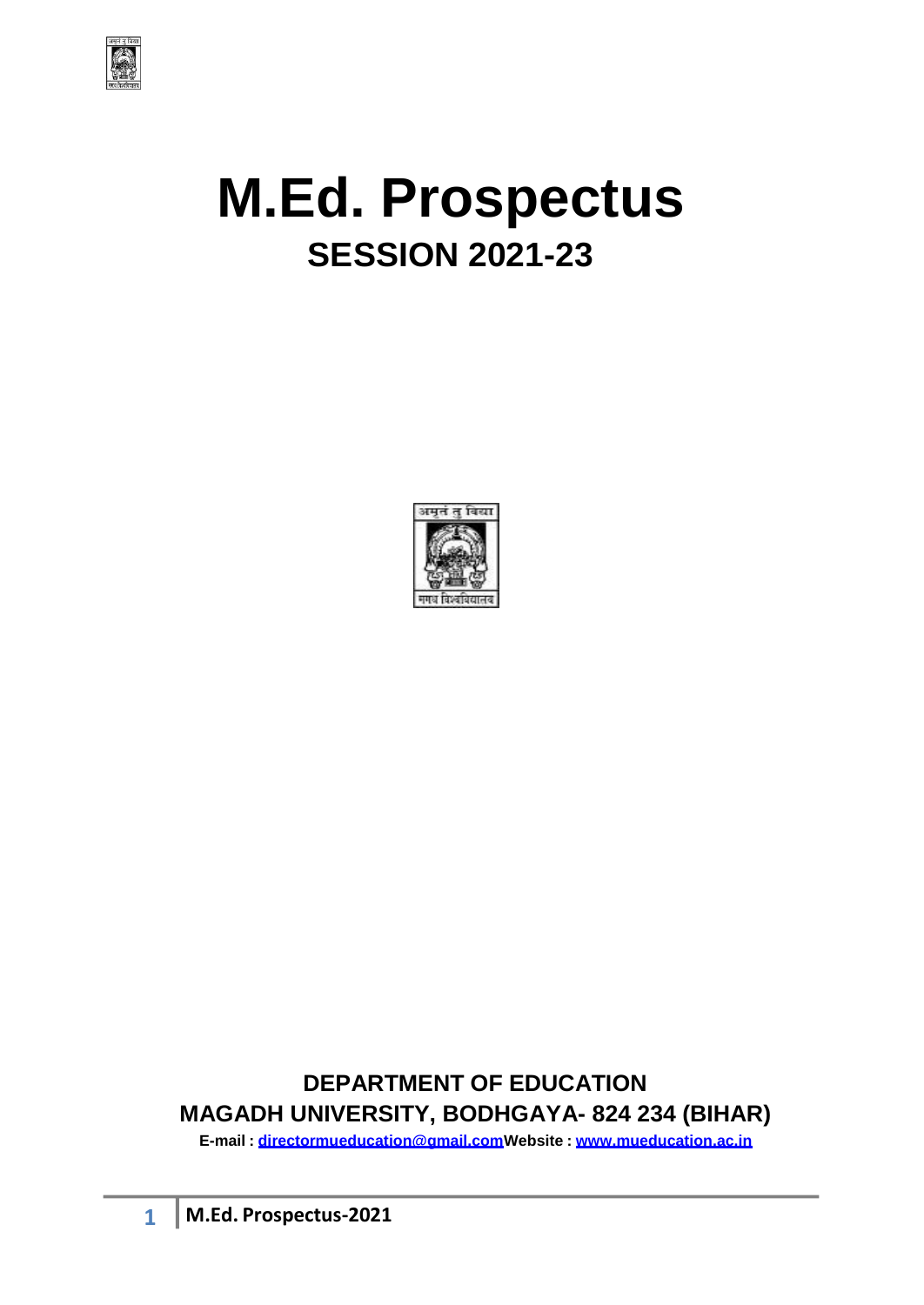# M.Ed. Prospectus

## SESSION 2021-23

**DEPARTMENT OF EDUCATION**

**MAGADH UNIVERSITY, BODHGAYA- 824 234 (BIHAR)**

**E-mail : directormueducation@gmail.com Website : www.mueducation.ac.in**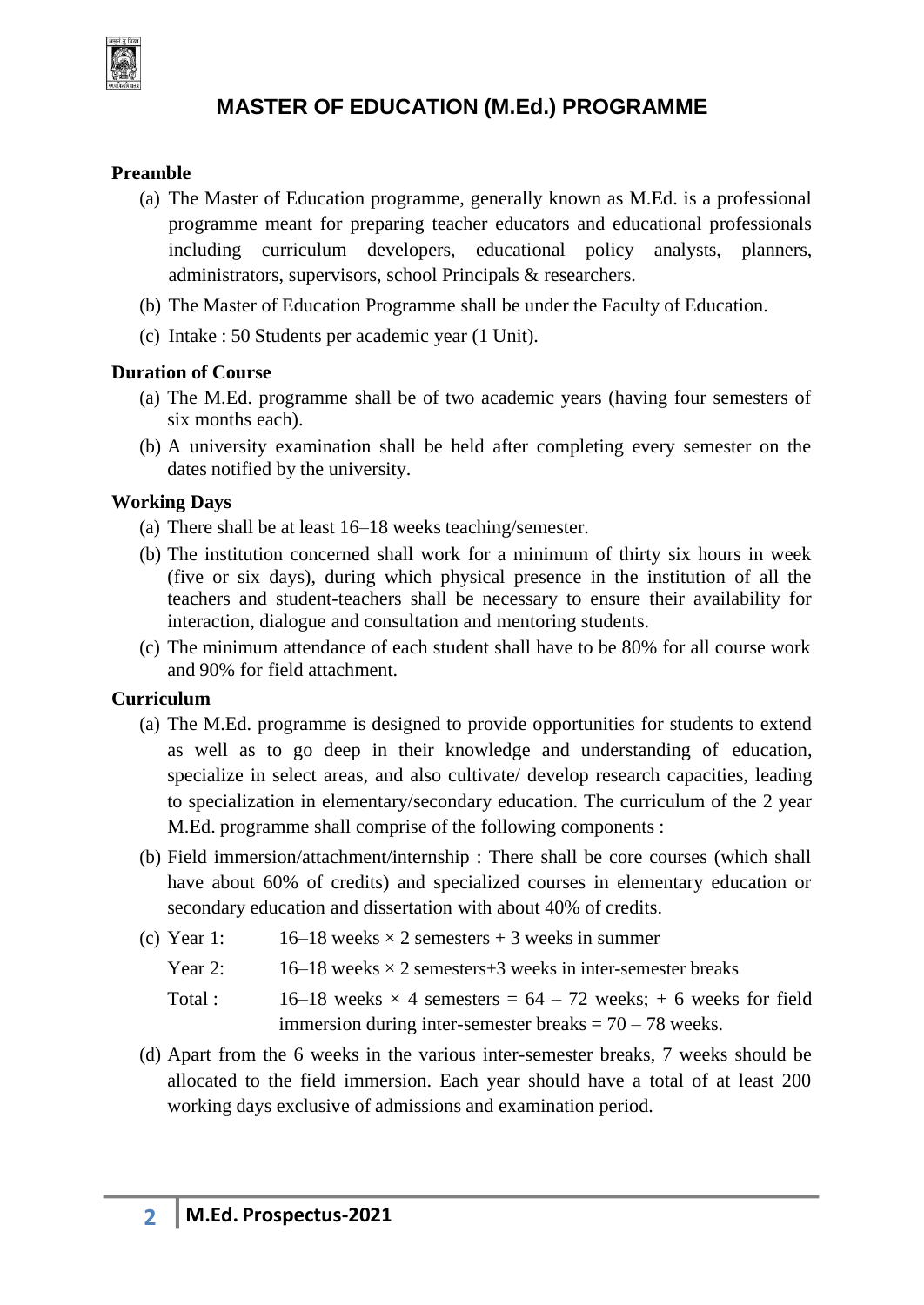# MASTER OF EDUCATION (M.Ed.) PROGRAMME

**Preamble**

(a) The Master of Education programme, generally known as M.Ed. is a professional programme meant for preparing teacher educators and educational professionals including curriculum developers, educational policy analysts, planners, administrators, supervisors, school Principals & researchers.

(b) The Master of Education Programme shall be under the Faculty of Education.

(c) Intake : 50 Students per academic year (1 Unit).

**Duration of Course**

(a) The M.Ed. programme shall be of two academic years (having four semesters of six months each).

(b) A university examination shall be held after completing every semester on the dates notified by the university.

**Working Days**

(a) There shall be at least 16–18 weeks teaching/semester.

(b) The institution concerned shall work for a minimum of thirty six hours in week (five or six days), during which physical presence in the institution of all the teachers and student-teachers shall be necessary to ensure their availability for interaction, dialogue and consultation and mentoring students.

(c) The minimum attendance of each student shall have to be 80% for all course work and 90% for field attachment.

**Curriculum**

(a) The M.Ed. programme is designed to provide opportunities for students to extend as well as to go deep in their knowledge and understanding of education, specialize in select areas, and also cultivate/ develop research capacities, leading to specialization in elementary/secondary education. The curriculum of the 2 year M.Ed. programme shall comprise of the following components :

(b) Field immersion/attachment/internship : There shall be core courses (which shall have about 60% of credits) and specialized courses in elementary education or secondary education and dissertation with about 40% of credits.

(c) Year 1: 16–18 weeks × 2 semesters + 3 weeks in summer

Year 2: 16–18 weeks × 2 semesters+3 weeks in inter-semester breaks

Total : 16–18 weeks × 4 semesters = 64 – 72 weeks; + 6 weeks for field immersion during inter-semester breaks = 70 – 78 weeks.

(d) Apart from the 6 weeks in the various inter-semester breaks, 7 weeks should be allocated to the field immersion. Each year should have a total of at least 200 working days exclusive of admissions and examination period.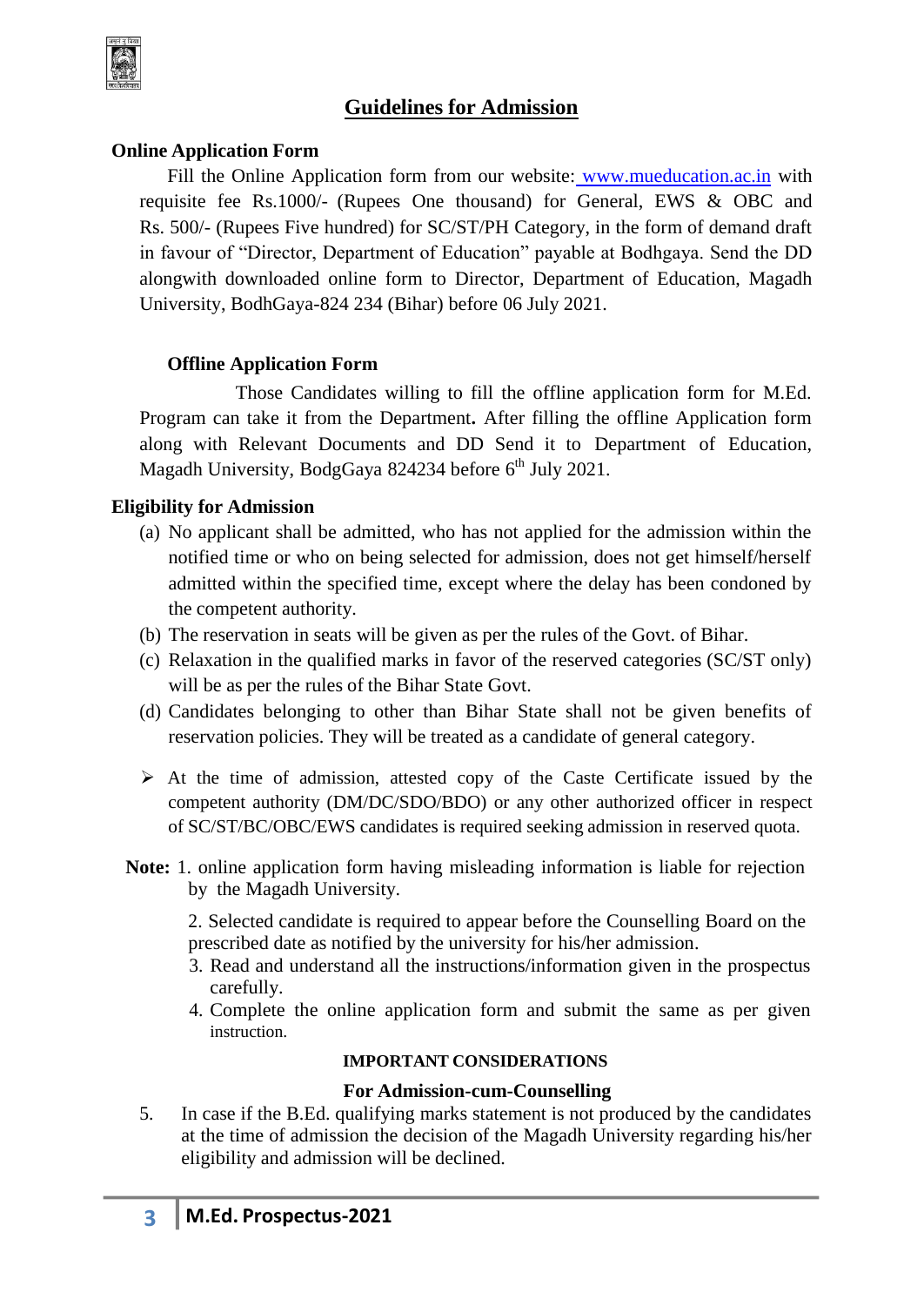## Guidelines for Admission

### Online Application Form

Fill the Online Application form from our website: www.mueducation.ac.in with requisite fee Rs.1000/- (Rupees One thousand) for General, EWS & OBC and Rs. 500/- (Rupees Five hundred) for SC/ST/PH Category, in the form of demand draft in favour of "Director, Department of Education" payable at Bodhgaya. Send the DD alongwith downloaded online form to Director, Department of Education, Magadh University, BodhGaya-824 234 (Bihar) before 06 July 2021.

### Offline Application Form

Those Candidates willing to fill the offline application form for M.Ed. Program can take it from the Department**.** After filling the offline Application form along with Relevant Documents and DD Send it to Department of Education, Magadh University, BodgGaya 824234 before 6th July 2021.

### Eligibility for Admission

(a) No applicant shall be admitted, who has not applied for the admission within the notified time or who on being selected for admission, does not get himself/herself admitted within the specified time, except where the delay has been condoned by the competent authority.

(b) The reservation in seats will be given as per the rules of the Govt. of Bihar.

(c) Relaxation in the qualified marks in favor of the reserved categories (SC/ST only) will be as per the rules of the Bihar State Govt.

(d) Candidates belonging to other than Bihar State shall not be given benefits of reservation policies. They will be treated as a candidate of general category.

- At the time of admission, attested copy of the Caste Certificate issued by the competent authority (DM/DC/SDO/BDO) or any other authorized officer in respect of SC/ST/BC/OBC/EWS candidates is required seeking admission in reserved quota.

**Note:** 1. online application form having misleading information is liable for rejection by the Magadh University.

2. Selected candidate is required to appear before the Counselling Board on the prescribed date as notified by the university for his/her admission.

3. Read and understand all the instructions/information given in the prospectus carefully.

4. Complete the online application form and submit the same as per given instruction.

**IMPORTANT CONSIDERATIONS**

**For Admission-cum-Counselling**

5. In case if the B.Ed. qualifying marks statement is not produced by the candidates at the time of admission the decision of the Magadh University regarding his/her eligibility and admission will be declined.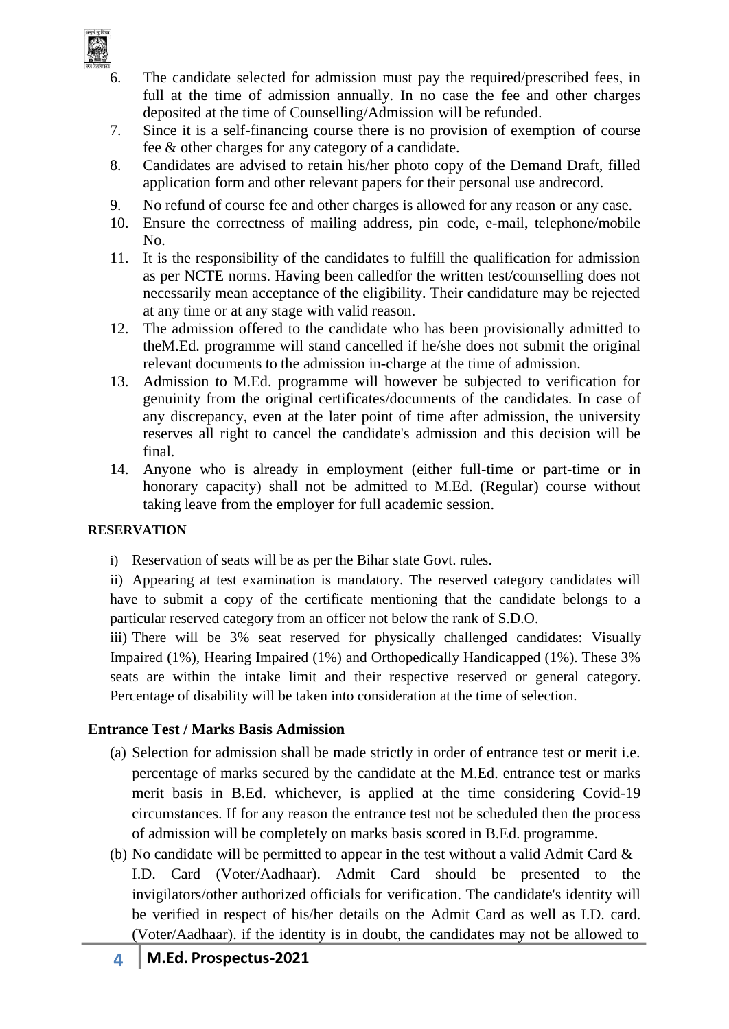6. The candidate selected for admission must pay the required/prescribed fees, in full at the time of admission annually. In no case the fee and other charges deposited at the time of Counselling/Admission will be refunded.
7. Since it is a self-financing course there is no provision of exemption of course fee & other charges for any category of a candidate.
8. Candidates are advised to retain his/her photo copy of the Demand Draft, filled application form and other relevant papers for their personal use andrecord.
9. No refund of course fee and other charges is allowed for any reason or any case.
10. Ensure the correctness of mailing address, pin code, e-mail, telephone/mobile No.
11. It is the responsibility of the candidates to fulfill the qualification for admission as per NCTE norms. Having been calledfor the written test/counselling does not necessarily mean acceptance of the eligibility. Their candidature may be rejected at any time or at any stage with valid reason.
12. The admission offered to the candidate who has been provisionally admitted to theM.Ed. programme will stand cancelled if he/she does not submit the original relevant documents to the admission in-charge at the time of admission.
13. Admission to M.Ed. programme will however be subjected to verification for genuinity from the original certificates/documents of the candidates. In case of any discrepancy, even at the later point of time after admission, the university reserves all right to cancel the candidate's admission and this decision will be final.
14. Anyone who is already in employment (either full-time or part-time or in honorary capacity) shall not be admitted to M.Ed. (Regular) course without taking leave from the employer for full academic session.

**RESERVATION**

i) Reservation of seats will be as per the Bihar state Govt. rules.

ii) Appearing at test examination is mandatory. The reserved category candidates will have to submit a copy of the certificate mentioning that the candidate belongs to a particular reserved category from an officer not below the rank of S.D.O.

iii) There will be 3% seat reserved for physically challenged candidates: Visually Impaired (1%), Hearing Impaired (1%) and Orthopedically Handicapped (1%). These 3% seats are within the intake limit and their respective reserved or general category. Percentage of disability will be taken into consideration at the time of selection.

**Entrance Test / Marks Basis Admission**

(a) Selection for admission shall be made strictly in order of entrance test or merit i.e. percentage of marks secured by the candidate at the M.Ed. entrance test or marks merit basis in B.Ed. whichever, is applied at the time considering Covid-19 circumstances. If for any reason the entrance test not be scheduled then the process of admission will be completely on marks basis scored in B.Ed. programme.

(b) No candidate will be permitted to appear in the test without a valid Admit Card & I.D. Card (Voter/Aadhaar). Admit Card should be presented to the invigilators/other authorized officials for verification. The candidate's identity will be verified in respect of his/her details on the Admit Card as well as I.D. card. (Voter/Aadhaar). if the identity is in doubt, the candidates may not be allowed to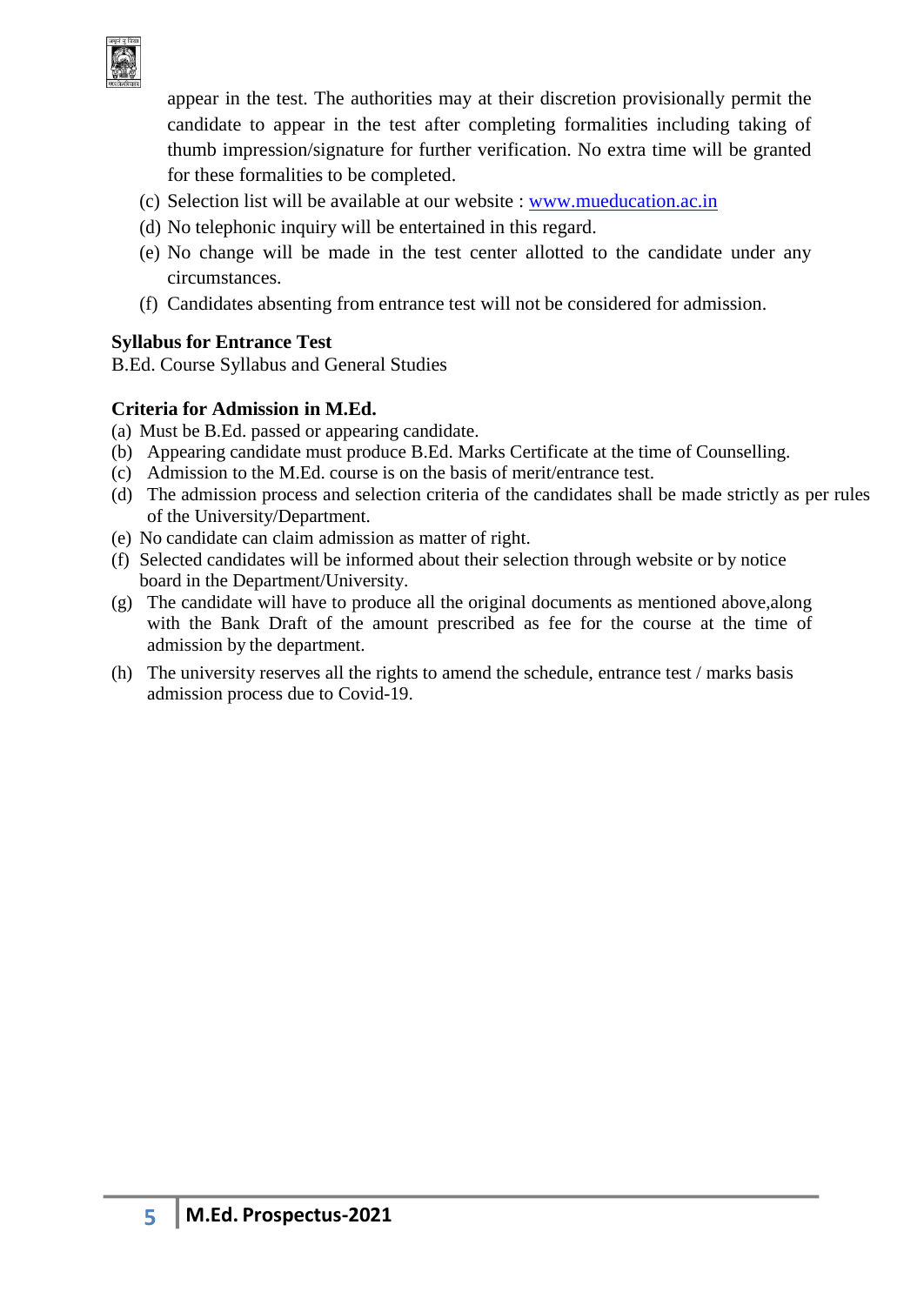appear in the test. The authorities may at their discretion provisionally permit the candidate to appear in the test after completing formalities including taking of thumb impression/signature for further verification. No extra time will be granted for these formalities to be completed.

(c) Selection list will be available at our website : [www.mueducation.ac.in](http://www.mueducation.ac.in)

(d) No telephonic inquiry will be entertained in this regard.

(e) No change will be made in the test center allotted to the candidate under any circumstances.

(f) Candidates absenting from entrance test will not be considered for admission.

**Syllabus for Entrance Test**

B.Ed. Course Syllabus and General Studies

**Criteria for Admission in M.Ed.**

(a) Must be B.Ed. passed or appearing candidate.

(b) Appearing candidate must produce B.Ed. Marks Certificate at the time of Counselling.

(c) Admission to the M.Ed. course is on the basis of merit/entrance test.

(d) The admission process and selection criteria of the candidates shall be made strictly as per rules of the University/Department.

(e) No candidate can claim admission as matter of right.

(f) Selected candidates will be informed about their selection through website or by notice board in the Department/University.

(g) The candidate will have to produce all the original documents as mentioned above,along with the Bank Draft of the amount prescribed as fee for the course at the time of admission by the department.

(h) The university reserves all the rights to amend the schedule, entrance test / marks basis admission process due to Covid-19.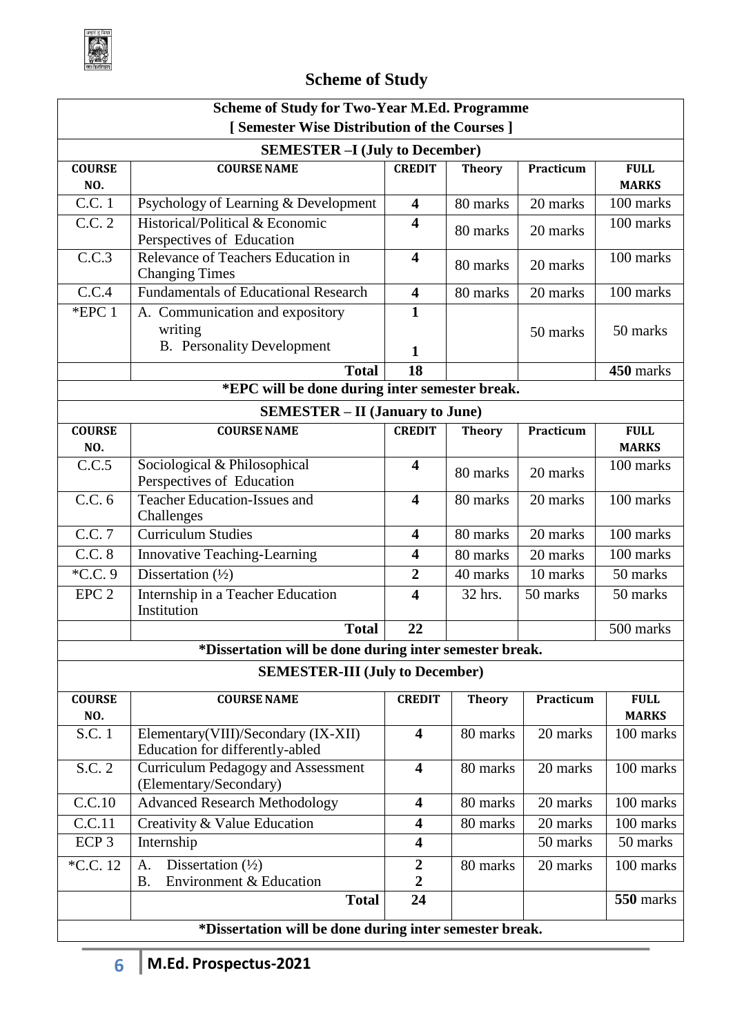# Scheme of Study

**Scheme of Study for Two-Year M.Ed. Programme**
**[ Semester Wise Distribution of the Courses ]**

**SEMESTER –I (July to December)**

| COURSE NO. | COURSE NAME | CREDIT | Theory | Practicum | FULL MARKS |
|---|---|---|---|---|---|
| C.C. 1 | Psychology of Learning & Development | **4** | 80 marks | 20 marks | 100 marks |
| C.C. 2 | Historical/Political & Economic Perspectives of Education | **4** | 80 marks | 20 marks | 100 marks |
| C.C.3 | Relevance of Teachers Education in Changing Times | **4** | 80 marks | 20 marks | 100 marks |
| C.C.4 | Fundamentals of Educational Research | **4** | 80 marks | 20 marks | 100 marks |
| *EPC 1 | A. Communication and expository writing<br>B. Personality Development | **1**<br>**1** | | 50 marks | 50 marks |
| | **Total** | **18** | | | **450** marks |

***EPC will be done during inter semester break.**

**SEMESTER – II (January to June)**

| COURSE NO. | COURSE NAME | CREDIT | Theory | Practicum | FULL MARKS |
|---|---|---|---|---|---|
| C.C.5 | Sociological & Philosophical Perspectives of Education | **4** | 80 marks | 20 marks | 100 marks |
| C.C. 6 | Teacher Education-Issues and Challenges | **4** | 80 marks | 20 marks | 100 marks |
| C.C. 7 | Curriculum Studies | **4** | 80 marks | 20 marks | 100 marks |
| C.C. 8 | Innovative Teaching-Learning | **4** | 80 marks | 20 marks | 100 marks |
| *C.C. 9 | Dissertation (½) | **2** | 40 marks | 10 marks | 50 marks |
| EPC 2 | Internship in a Teacher Education Institution | **4** | 32 hrs. | 50 marks | 50 marks |
| | **Total** | **22** | | | 500 marks |

***Dissertation will be done during inter semester break.**

**SEMESTER-III (July to December)**

| COURSE NO. | COURSE NAME | CREDIT | Theory | Practicum | FULL MARKS |
|---|---|---|---|---|---|
| S.C. 1 | Elementary(VIII)/Secondary (IX-XII) Education for differently-abled | **4** | 80 marks | 20 marks | 100 marks |
| S.C. 2 | Curriculum Pedagogy and Assessment (Elementary/Secondary) | **4** | 80 marks | 20 marks | 100 marks |
| C.C.10 | Advanced Research Methodology | **4** | 80 marks | 20 marks | 100 marks |
| C.C.11 | Creativity & Value Education | **4** | 80 marks | 20 marks | 100 marks |
| ECP 3 | Internship | **4** | | 50 marks | 50 marks |
| *C.C. 12 | A. Dissertation (½)<br>B. Environment & Education | **2**<br>**2** | 80 marks | 20 marks | 100 marks |
| | **Total** | **24** | | | **550** marks |

***Dissertation will be done during inter semester break.**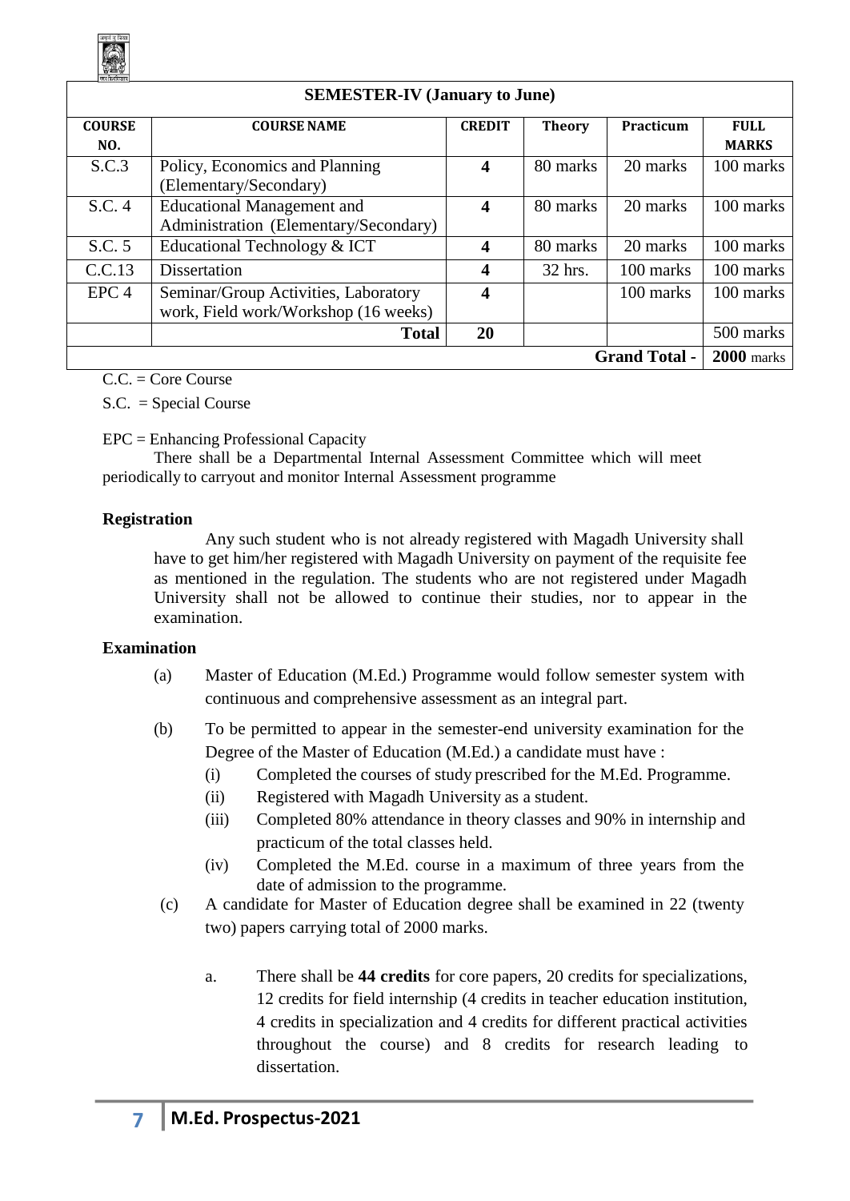| SEMESTER-IV (January to June) | | | | | |
|---|---|---|---|---|---|
| **COURSE NO.** | **COURSE NAME** | **CREDIT** | **Theory** | **Practicum** | **FULL MARKS** |
| S.C.3 | Policy, Economics and Planning (Elementary/Secondary) | **4** | 80 marks | 20 marks | 100 marks |
| S.C. 4 | Educational Management and Administration (Elementary/Secondary) | **4** | 80 marks | 20 marks | 100 marks |
| S.C. 5 | Educational Technology & ICT | **4** | 80 marks | 20 marks | 100 marks |
| C.C.13 | Dissertation | **4** | 32 hrs. | 100 marks | 100 marks |
| EPC 4 | Seminar/Group Activities, Laboratory work, Field work/Workshop (16 weeks) | **4** | | 100 marks | 100 marks |
| | **Total** | **20** | | | 500 marks |
| | | | | **Grand Total -** | **2000** marks |

C.C. = Core Course

S.C. = Special Course

EPC = Enhancing Professional Capacity

There shall be a Departmental Internal Assessment Committee which will meet periodically to carryout and monitor Internal Assessment programme

**Registration**

Any such student who is not already registered with Magadh University shall have to get him/her registered with Magadh University on payment of the requisite fee as mentioned in the regulation. The students who are not registered under Magadh University shall not be allowed to continue their studies, nor to appear in the examination.

**Examination**

(a) Master of Education (M.Ed.) Programme would follow semester system with continuous and comprehensive assessment as an integral part.

(b) To be permitted to appear in the semester-end university examination for the Degree of the Master of Education (M.Ed.) a candidate must have :

(i) Completed the courses of study prescribed for the M.Ed. Programme.

(ii) Registered with Magadh University as a student.

(iii) Completed 80% attendance in theory classes and 90% in internship and practicum of the total classes held.

(iv) Completed the M.Ed. course in a maximum of three years from the date of admission to the programme.

(c) A candidate for Master of Education degree shall be examined in 22 (twenty two) papers carrying total of 2000 marks.

a. There shall be **44 credits** for core papers, 20 credits for specializations, 12 credits for field internship (4 credits in teacher education institution, 4 credits in specialization and 4 credits for different practical activities throughout the course) and 8 credits for research leading to dissertation.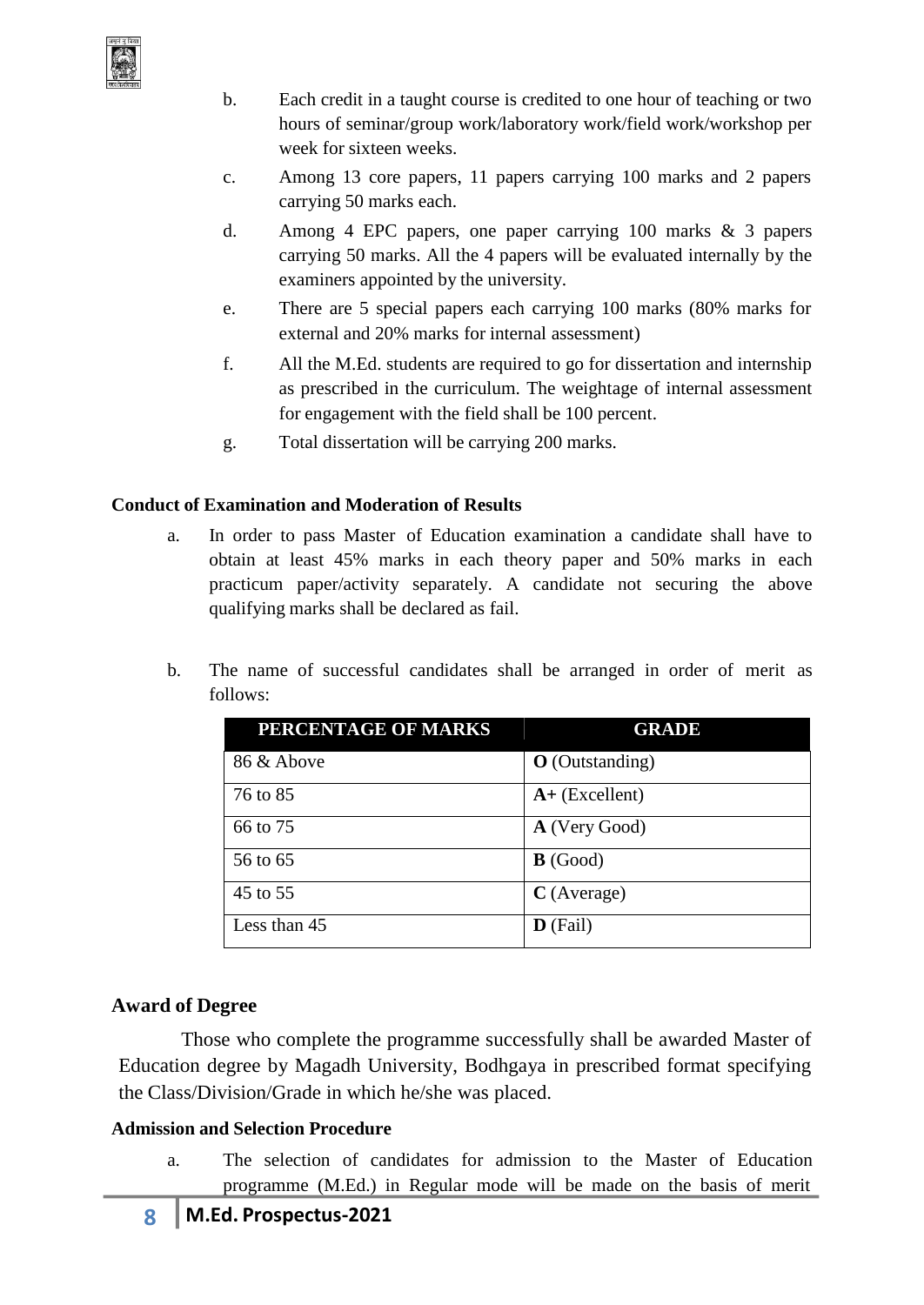b. Each credit in a taught course is credited to one hour of teaching or two hours of seminar/group work/laboratory work/field work/workshop per week for sixteen weeks.

c. Among 13 core papers, 11 papers carrying 100 marks and 2 papers carrying 50 marks each.

d. Among 4 EPC papers, one paper carrying 100 marks & 3 papers carrying 50 marks. All the 4 papers will be evaluated internally by the examiners appointed by the university.

e. There are 5 special papers each carrying 100 marks (80% marks for external and 20% marks for internal assessment)

f. All the M.Ed. students are required to go for dissertation and internship as prescribed in the curriculum. The weightage of internal assessment for engagement with the field shall be 100 percent.

g. Total dissertation will be carrying 200 marks.

**Conduct of Examination and Moderation of Results**

a. In order to pass Master of Education examination a candidate shall have to obtain at least 45% marks in each theory paper and 50% marks in each practicum paper/activity separately. A candidate not securing the above qualifying marks shall be declared as fail.

b. The name of successful candidates shall be arranged in order of merit as follows:

| PERCENTAGE OF MARKS | GRADE |
|---|---|
| 86 & Above | **O** (Outstanding) |
| 76 to 85 | **A+** (Excellent) |
| 66 to 75 | **A** (Very Good) |
| 56 to 65 | **B** (Good) |
| 45 to 55 | **C** (Average) |
| Less than 45 | **D** (Fail) |

## Award of Degree

Those who complete the programme successfully shall be awarded Master of Education degree by Magadh University, Bodhgaya in prescribed format specifying the Class/Division/Grade in which he/she was placed.

**Admission and Selection Procedure**

a. The selection of candidates for admission to the Master of Education programme (M.Ed.) in Regular mode will be made on the basis of merit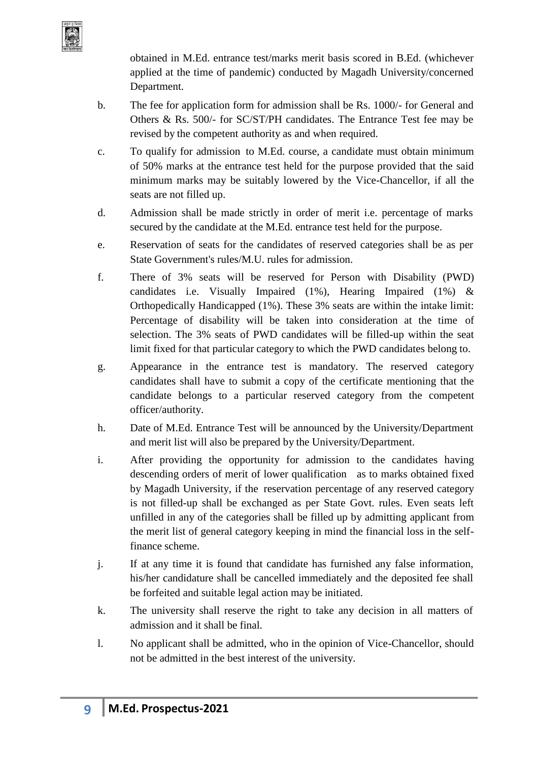obtained in M.Ed. entrance test/marks merit basis scored in B.Ed. (whichever applied at the time of pandemic) conducted by Magadh University/concerned Department.

b. The fee for application form for admission shall be Rs. 1000/- for General and Others & Rs. 500/- for SC/ST/PH candidates. The Entrance Test fee may be revised by the competent authority as and when required.

c. To qualify for admission to M.Ed. course, a candidate must obtain minimum of 50% marks at the entrance test held for the purpose provided that the said minimum marks may be suitably lowered by the Vice-Chancellor, if all the seats are not filled up.

d. Admission shall be made strictly in order of merit i.e. percentage of marks secured by the candidate at the M.Ed. entrance test held for the purpose.

e. Reservation of seats for the candidates of reserved categories shall be as per State Government's rules/M.U. rules for admission.

f. There of 3% seats will be reserved for Person with Disability (PWD) candidates i.e. Visually Impaired (1%), Hearing Impaired (1%) & Orthopedically Handicapped (1%). These 3% seats are within the intake limit: Percentage of disability will be taken into consideration at the time of selection. The 3% seats of PWD candidates will be filled-up within the seat limit fixed for that particular category to which the PWD candidates belong to.

g. Appearance in the entrance test is mandatory. The reserved category candidates shall have to submit a copy of the certificate mentioning that the candidate belongs to a particular reserved category from the competent officer/authority.

h. Date of M.Ed. Entrance Test will be announced by the University/Department and merit list will also be prepared by the University/Department.

i. After providing the opportunity for admission to the candidates having descending orders of merit of lower qualification as to marks obtained fixed by Magadh University, if the reservation percentage of any reserved category is not filled-up shall be exchanged as per State Govt. rules. Even seats left unfilled in any of the categories shall be filled up by admitting applicant from the merit list of general category keeping in mind the financial loss in the self-finance scheme.

j. If at any time it is found that candidate has furnished any false information, his/her candidature shall be cancelled immediately and the deposited fee shall be forfeited and suitable legal action may be initiated.

k. The university shall reserve the right to take any decision in all matters of admission and it shall be final.

l. No applicant shall be admitted, who in the opinion of Vice-Chancellor, should not be admitted in the best interest of the university.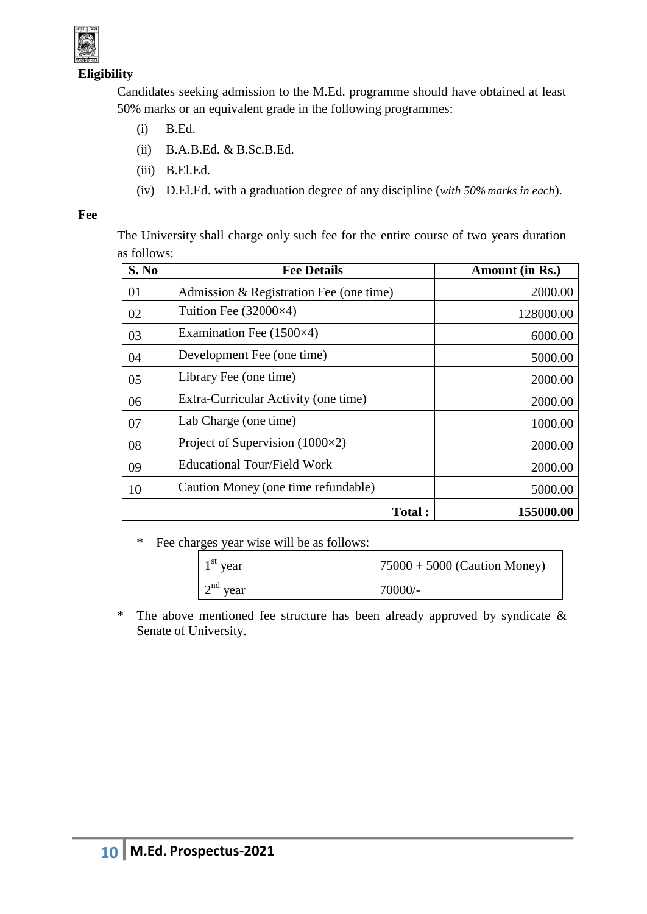## Eligibility

Candidates seeking admission to the M.Ed. programme should have obtained at least 50% marks or an equivalent grade in the following programmes:

(i) B.Ed.

(ii) B.A.B.Ed. & B.Sc.B.Ed.

(iii) B.El.Ed.

(iv) D.El.Ed. with a graduation degree of any discipline (*with 50% marks in each*).

## Fee

The University shall charge only such fee for the entire course of two years duration as follows:

| S. No | Fee Details | Amount (in Rs.) |
|---|---|---|
| 01 | Admission & Registration Fee (one time) | 2000.00 |
| 02 | Tuition Fee (32000×4) | 128000.00 |
| 03 | Examination Fee (1500×4) | 6000.00 |
| 04 | Development Fee (one time) | 5000.00 |
| 05 | Library Fee (one time) | 2000.00 |
| 06 | Extra-Curricular Activity (one time) | 2000.00 |
| 07 | Lab Charge (one time) | 1000.00 |
| 08 | Project of Supervision (1000×2) | 2000.00 |
| 09 | Educational Tour/Field Work | 2000.00 |
| 10 | Caution Money (one time refundable) | 5000.00 |
| | **Total :** | **155000.00** |

* Fee charges year wise will be as follows:

| | |
|---|---|
| 1st year | 75000 + 5000 (Caution Money) |
| 2nd year | 70000/- |

* The above mentioned fee structure has been already approved by syndicate & Senate of University.